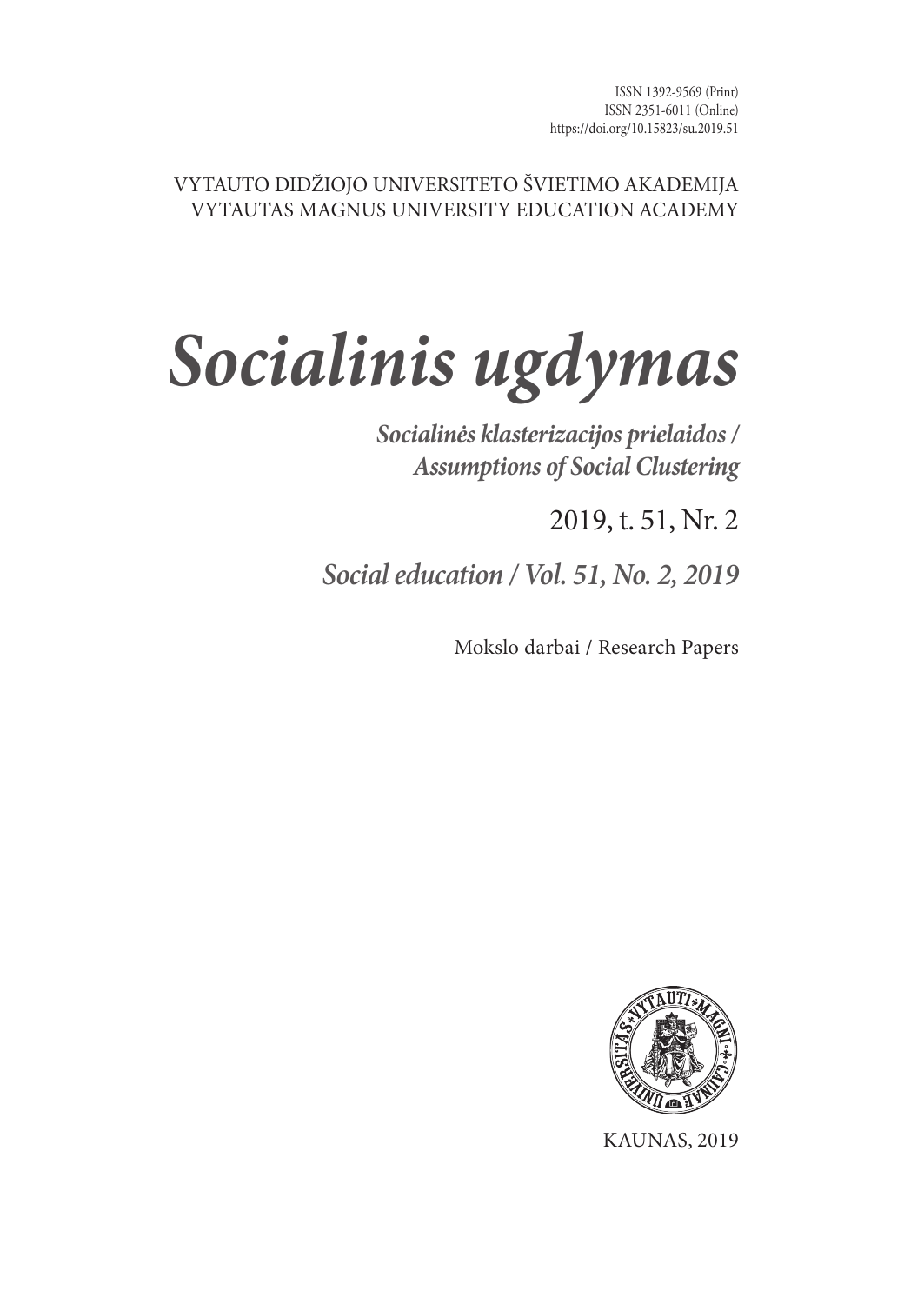ISSN 1392-9569 (Print)
ISSN 2351-6011 (Online)
https://doi.org/10.15823/su.2019.51

VYTAUTO DIDŽIOJO UNIVERSITETO ŠVIETIMO AKADEMIJA
VYTAUTAS MAGNUS UNIVERSITY EDUCATION ACADEMY

# *Socialinis ugdymas*

***Socialinės klasterizacijos prielaidos /***
***Assumptions of Social Clustering***

2019, t. 51, Nr. 2

*Social education / Vol. 51, No. 2, 2019*

Mokslo darbai / Research Papers

KAUNAS, 2019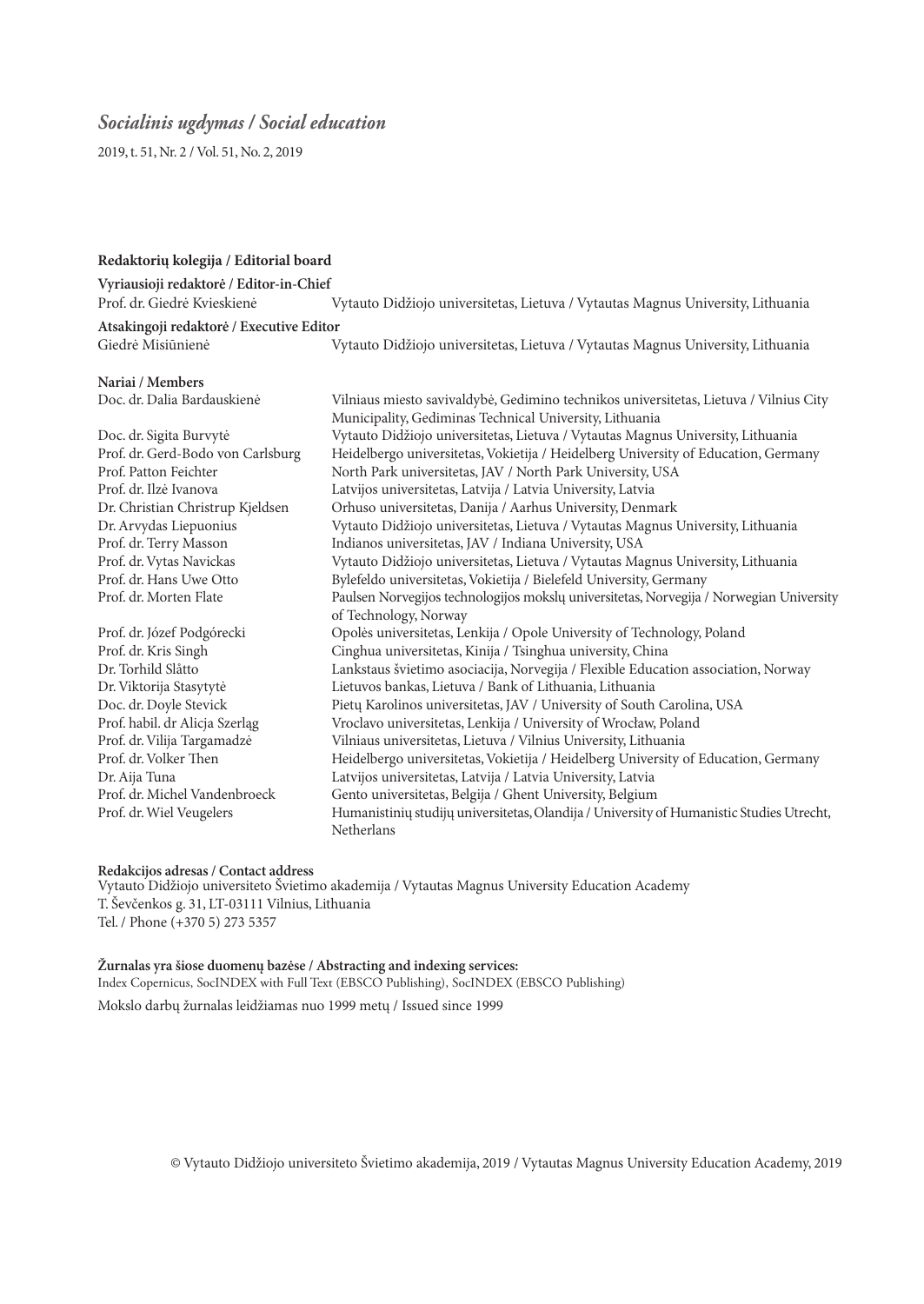# *Socialinis ugdymas / Social education*

2019, t. 51, Nr. 2 / Vol. 51, No. 2, 2019

**Redaktorių kolegija / Editorial board**

**Vyriausioji redaktorė / Editor-in-Chief**

Prof. dr. Giedrė Kvieskienė — Vytauto Didžiojo universitetas, Lietuva / Vytautas Magnus University, Lithuania

**Atsakingoji redaktorė / Executive Editor**

Giedrė Misiūnienė — Vytauto Didžiojo universitetas, Lietuva / Vytautas Magnus University, Lithuania

**Nariai / Members**

| | |
|---|---|
| Doc. dr. Dalia Bardauskienė | Vilniaus miesto savivaldybė, Gedimino technikos universitetas, Lietuva / Vilnius City Municipality, Gediminas Technical University, Lithuania |
| Doc. dr. Sigita Burvytė | Vytauto Didžiojo universitetas, Lietuva / Vytautas Magnus University, Lithuania |
| Prof. dr. Gerd-Bodo von Carlsburg | Heidelbergo universitetas, Vokietija / Heidelberg University of Education, Germany |
| Prof. Patton Feichter | North Park universitetas, JAV / North Park University, USA |
| Prof. dr. Ilzė Ivanova | Latvijos universitetas, Latvija / Latvia University, Latvia |
| Dr. Christian Christrup Kjeldsen | Orhuso universitetas, Danija / Aarhus University, Denmark |
| Dr. Arvydas Liepuonius | Vytauto Didžiojo universitetas, Lietuva / Vytautas Magnus University, Lithuania |
| Prof. dr. Terry Masson | Indianos universitetas, JAV / Indiana University, USA |
| Prof. dr. Vytas Navickas | Vytauto Didžiojo universitetas, Lietuva / Vytautas Magnus University, Lithuania |
| Prof. dr. Hans Uwe Otto | Bylefeldo universitetas, Vokietija / Bielefeld University, Germany |
| Prof. dr. Morten Flate | Paulsen Norvegijos technologijos mokslų universitetas, Norvegija / Norwegian University of Technology, Norway |
| Prof. dr. Józef Podgórecki | Opolės universitetas, Lenkija / Opole University of Technology, Poland |
| Prof. dr. Kris Singh | Cinghua universitetas, Kinija / Tsinghua university, China |
| Dr. Torhild Slåtto | Lankstaus švietimo asociacija, Norvegija / Flexible Education association, Norway |
| Dr. Viktorija Stasytytė | Lietuvos bankas, Lietuva / Bank of Lithuania, Lithuania |
| Doc. dr. Doyle Stevick | Pietų Karolinos universitetas, JAV / University of South Carolina, USA |
| Prof. habil. dr Alicja Szerląg | Vroclavo universitetas, Lenkija / University of Wrocław, Poland |
| Prof. dr. Vilija Targamadzė | Vilniaus universitetas, Lietuva / Vilnius University, Lithuania |
| Prof. dr. Volker Then | Heidelbergo universitetas, Vokietija / Heidelberg University of Education, Germany |
| Dr. Aija Tuna | Latvijos universitetas, Latvija / Latvia University, Latvia |
| Prof. dr. Michel Vandenbroeck | Gento universitetas, Belgija / Ghent University, Belgium |
| Prof. dr. Wiel Veugelers | Humanistinių studijų universitetas, Olandija / University of Humanistic Studies Utrecht, Netherlans |

**Redakcijos adresas / Contact address**

Vytauto Didžiojo universiteto Švietimo akademija / Vytautas Magnus University Education Academy
T. Ševčenkos g. 31, LT-03111 Vilnius, Lithuania
Tel. / Phone (+370 5) 273 5357

**Žurnalas yra šiose duomenų bazėse / Abstracting and indexing services:**
Index Copernicus, SocINDEX with Full Text (EBSCO Publishing), SocINDEX (EBSCO Publishing)

Mokslo darbų žurnalas leidžiamas nuo 1999 metų / Issued since 1999

© Vytauto Didžiojo universiteto Švietimo akademija, 2019 / Vytautas Magnus University Education Academy, 2019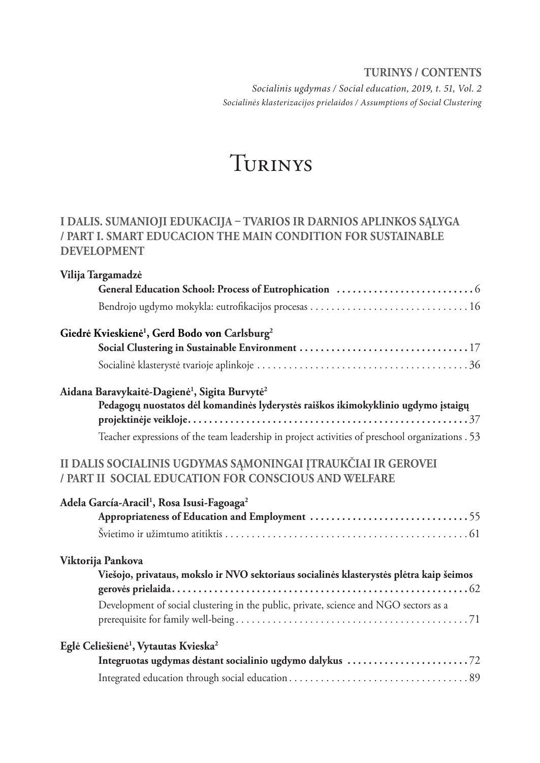**TURINYS / CONTENTS**

*Socialinis ugdymas / Social education, 2019, t. 51, Vol. 2*
*Socialinės klasterizacijos prielaidos / Assumptions of Social Clustering*

# Turinys

## I DALIS. SUMANIOJI EDUKACIJA – TVARIOS IR DARNIOS APLINKOS SĄLYGA / PART I. SMART EDUCACION THE MAIN CONDITION FOR SUSTAINABLE DEVELOPMENT

**Vilija Targamadzė**

**General Education School: Process of Eutrophication** .......................... 6

Bendrojo ugdymo mokykla: eutrofikacijos procesas .............................. 16

**Giedrė Kvieskienė[1], Gerd Bodo von Carlsburg[2]**

**Social Clustering in Sustainable Environment** ................................ 17

Socialinė klasterystė tvarioje aplinkoje ........................................ 36

**Aidana Baravykaitė-Dagienė[1], Sigita Burvytė[2]**

**Pedagogų nuostatos dėl komandinės lyderystės raiškos ikimokyklinio ugdymo įstaigų projektinėje veikloje** ..................................................... 37

Teacher expressions of the team leadership in project activities of preschool organizations . 53

## II DALIS SOCIALINIS UGDYMAS SĄMONINGAI ĮTRAUKČIAI IR GEROVEI / PART II SOCIAL EDUCATION FOR CONSCIOUS AND WELFARE

**Adela García-Aracil[1], Rosa Isusi-Fagoaga[2]**

**Appropriateness of Education and Employment** .............................. 55

Švietimo ir užimtumo atitiktis ............................................... 61

**Viktorija Pankova**

**Viešojo, privataus, mokslo ir NVO sektoriaus socialinės klasterystės plėtra kaip šeimos gerovės prielaida** ......................................................... 62

Development of social clustering in the public, private, science and NGO sectors as a prerequisite for family well-being ............................................ 71

**Eglė Celiešienė[1], Vytautas Kvieska[2]**

**Integruotas ugdymas dėstant socialinio ugdymo dalykus** ....................... 72

Integrated education through social education .................................. 89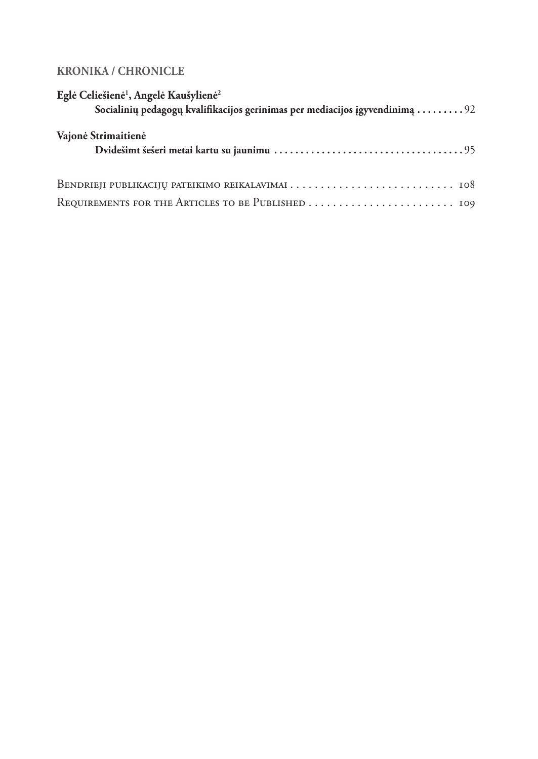## KRONIKA / CHRONICLE

**Eglė Celiešienė[1], Angelė Kaušylienė[2]**
**Socialinių pedagogų kvalifikacijos gerinimas per mediacijos įgyvendinimą** . . . . . . . . 92

**Vajonė Strimaitienė**
**Dvidešimt šešeri metai kartu su jaunimu** . . . . . . . . . . . . . . . . . . . . . . . . . . . . . . . . . . . 95

Bendrieji publikacijų pateikimo reikalavimai . . . . . . . . . . . . . . . . . . . . . . . . . . . 108

Requirements for the Articles to be Published . . . . . . . . . . . . . . . . . . . . . . . . 109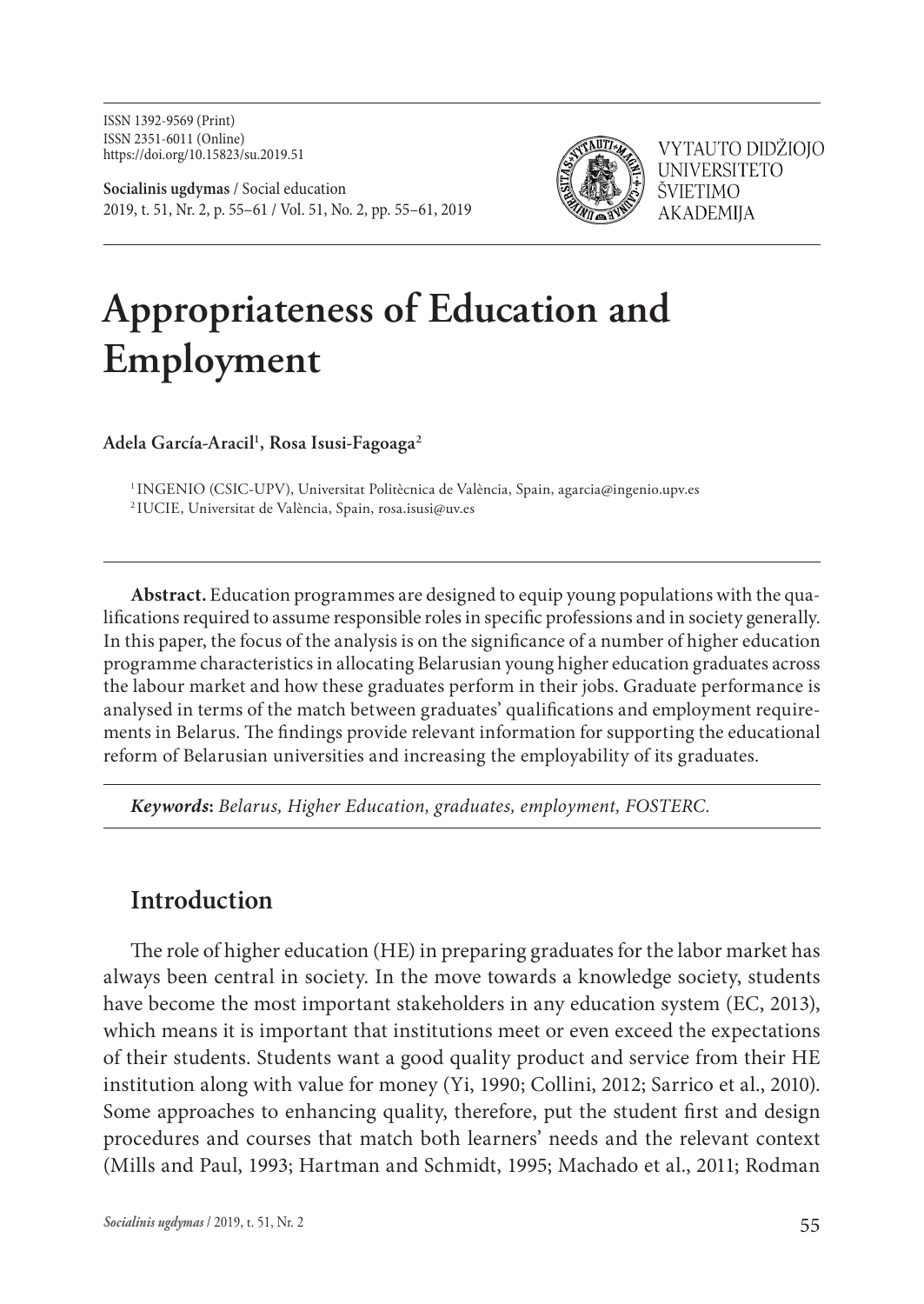ISSN 1392-9569 (Print)
ISSN 2351-6011 (Online)
https://doi.org/10.15823/su.2019.51

**Socialinis ugdymas** / Social education
2019, t. 51, Nr. 2, p. 55–61 / Vol. 51, No. 2, pp. 55–61, 2019

VYTAUTO DIDŽIOJO UNIVERSITETO ŠVIETIMO AKADEMIJA

# Appropriateness of Education and Employment

**Adela García-Aracil[1], Rosa Isusi-Fagoaga[2]**

[1] INGENIO (CSIC-UPV), Universitat Politècnica de València, Spain, agarcia@ingenio.upv.es
[2] IUCIE, Universitat de València, Spain, rosa.isusi@uv.es

**Abstract.** Education programmes are designed to equip young populations with the qualifications required to assume responsible roles in specific professions and in society generally. In this paper, the focus of the analysis is on the significance of a number of higher education programme characteristics in allocating Belarusian young higher education graduates across the labour market and how these graduates perform in their jobs. Graduate performance is analysed in terms of the match between graduates' qualifications and employment requirements in Belarus. The findings provide relevant information for supporting the educational reform of Belarusian universities and increasing the employability of its graduates.

***Keywords:*** *Belarus, Higher Education, graduates, employment, FOSTERC.*

## Introduction

The role of higher education (HE) in preparing graduates for the labor market has always been central in society. In the move towards a knowledge society, students have become the most important stakeholders in any education system (EC, 2013), which means it is important that institutions meet or even exceed the expectations of their students. Students want a good quality product and service from their HE institution along with value for money (Yi, 1990; Collini, 2012; Sarrico et al., 2010). Some approaches to enhancing quality, therefore, put the student first and design procedures and courses that match both learners' needs and the relevant context (Mills and Paul, 1993; Hartman and Schmidt, 1995; Machado et al., 2011; Rodman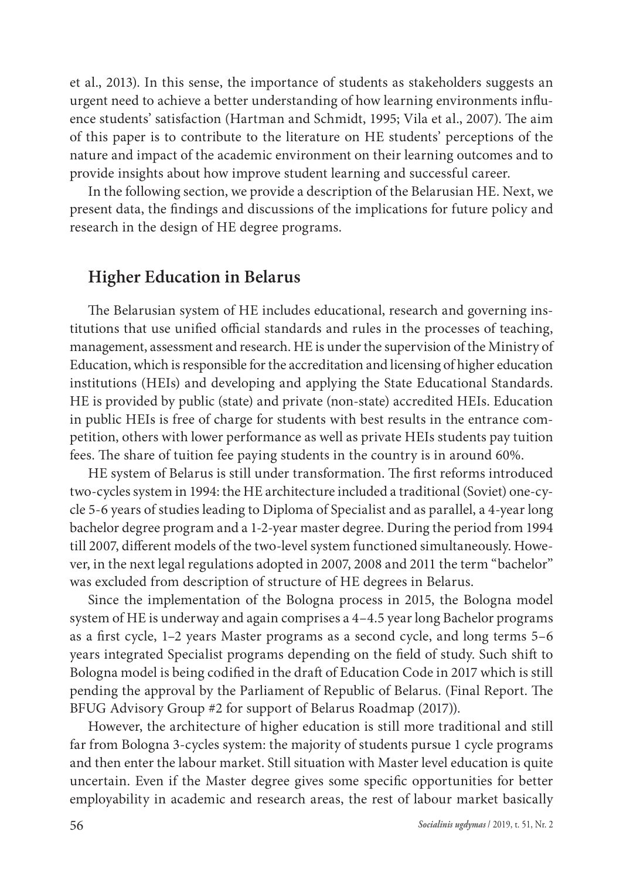et al., 2013). In this sense, the importance of students as stakeholders suggests an urgent need to achieve a better understanding of how learning environments influence students' satisfaction (Hartman and Schmidt, 1995; Vila et al., 2007). The aim of this paper is to contribute to the literature on HE students' perceptions of the nature and impact of the academic environment on their learning outcomes and to provide insights about how improve student learning and successful career.

In the following section, we provide a description of the Belarusian HE. Next, we present data, the findings and discussions of the implications for future policy and research in the design of HE degree programs.

## Higher Education in Belarus

The Belarusian system of HE includes educational, research and governing institutions that use unified official standards and rules in the processes of teaching, management, assessment and research. HE is under the supervision of the Ministry of Education, which is responsible for the accreditation and licensing of higher education institutions (HEIs) and developing and applying the State Educational Standards. HE is provided by public (state) and private (non-state) accredited HEIs. Education in public HEIs is free of charge for students with best results in the entrance competition, others with lower performance as well as private HEIs students pay tuition fees. The share of tuition fee paying students in the country is in around 60%.

HE system of Belarus is still under transformation. The first reforms introduced two-cycles system in 1994: the HE architecture included a traditional (Soviet) one-cycle 5-6 years of studies leading to Diploma of Specialist and as parallel, a 4-year long bachelor degree program and a 1-2-year master degree. During the period from 1994 till 2007, different models of the two-level system functioned simultaneously. However, in the next legal regulations adopted in 2007, 2008 and 2011 the term "bachelor" was excluded from description of structure of HE degrees in Belarus.

Since the implementation of the Bologna process in 2015, the Bologna model system of HE is underway and again comprises a 4–4.5 year long Bachelor programs as a first cycle, 1–2 years Master programs as a second cycle, and long terms 5–6 years integrated Specialist programs depending on the field of study. Such shift to Bologna model is being codified in the draft of Education Code in 2017 which is still pending the approval by the Parliament of Republic of Belarus. (Final Report. The BFUG Advisory Group #2 for support of Belarus Roadmap (2017)).

However, the architecture of higher education is still more traditional and still far from Bologna 3-cycles system: the majority of students pursue 1 cycle programs and then enter the labour market. Still situation with Master level education is quite uncertain. Even if the Master degree gives some specific opportunities for better employability in academic and research areas, the rest of labour market basically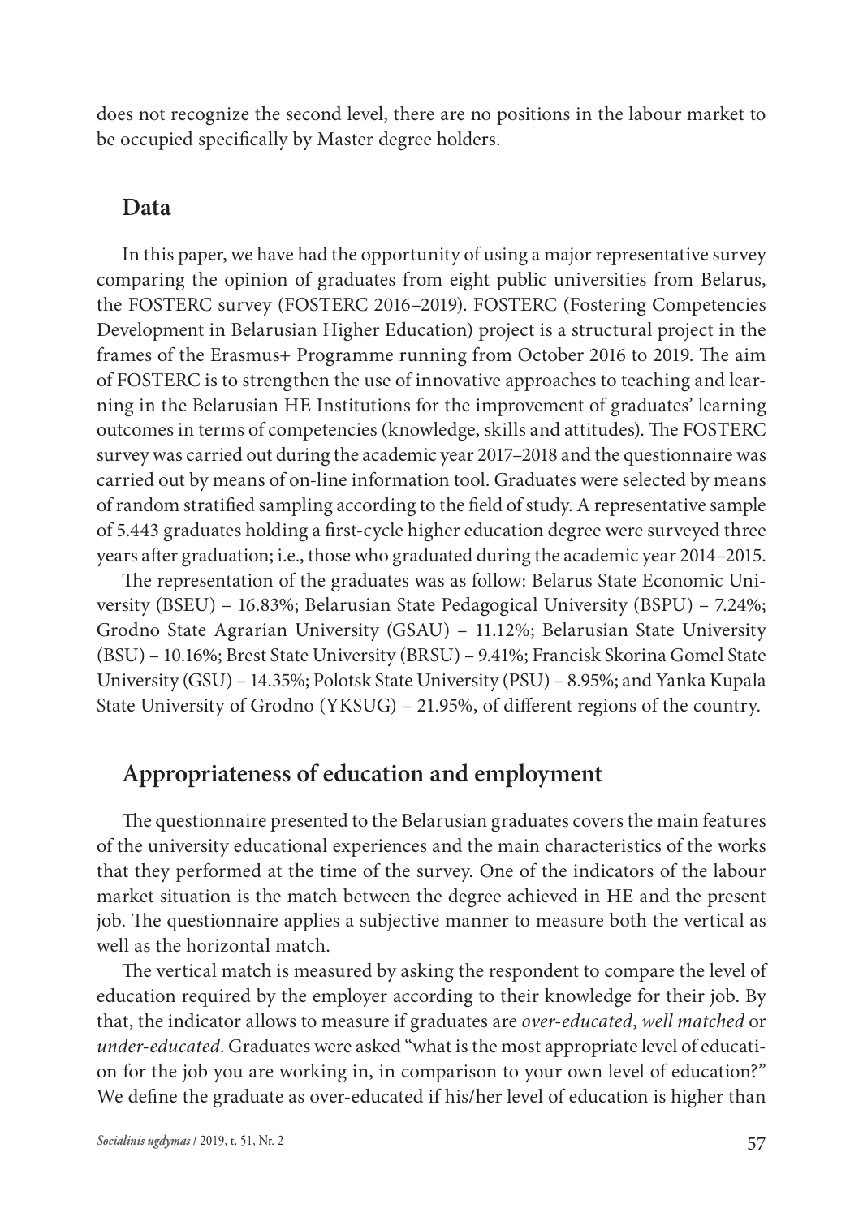does not recognize the second level, there are no positions in the labour market to be occupied specifically by Master degree holders.

## Data

In this paper, we have had the opportunity of using a major representative survey comparing the opinion of graduates from eight public universities from Belarus, the FOSTERC survey (FOSTERC 2016–2019). FOSTERC (Fostering Competencies Development in Belarusian Higher Education) project is a structural project in the frames of the Erasmus+ Programme running from October 2016 to 2019. The aim of FOSTERC is to strengthen the use of innovative approaches to teaching and learning in the Belarusian HE Institutions for the improvement of graduates' learning outcomes in terms of competencies (knowledge, skills and attitudes). The FOSTERC survey was carried out during the academic year 2017–2018 and the questionnaire was carried out by means of on-line information tool. Graduates were selected by means of random stratified sampling according to the field of study. A representative sample of 5.443 graduates holding a first-cycle higher education degree were surveyed three years after graduation; i.e., those who graduated during the academic year 2014–2015.

The representation of the graduates was as follow: Belarus State Economic University (BSEU) – 16.83%; Belarusian State Pedagogical University (BSPU) – 7.24%; Grodno State Agrarian University (GSAU) – 11.12%; Belarusian State University (BSU) – 10.16%; Brest State University (BRSU) – 9.41%; Francisk Skorina Gomel State University (GSU) – 14.35%; Polotsk State University (PSU) – 8.95%; and Yanka Kupala State University of Grodno (YKSUG) – 21.95%, of different regions of the country.

## Appropriateness of education and employment

The questionnaire presented to the Belarusian graduates covers the main features of the university educational experiences and the main characteristics of the works that they performed at the time of the survey. One of the indicators of the labour market situation is the match between the degree achieved in HE and the present job. The questionnaire applies a subjective manner to measure both the vertical as well as the horizontal match.

The vertical match is measured by asking the respondent to compare the level of education required by the employer according to their knowledge for their job. By that, the indicator allows to measure if graduates are *over-educated*, *well matched* or *under-educated*. Graduates were asked "what is the most appropriate level of education for the job you are working in, in comparison to your own level of education?" We define the graduate as over-educated if his/her level of education is higher than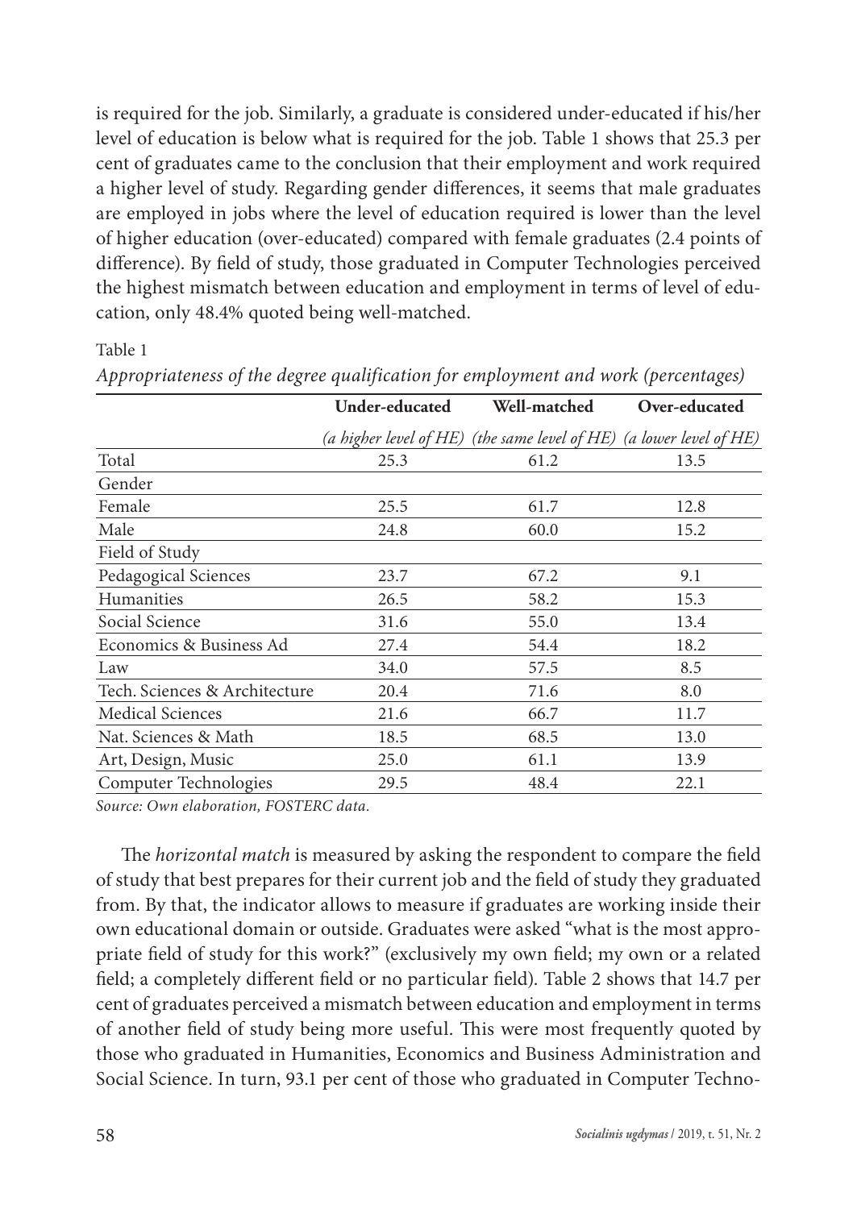is required for the job. Similarly, a graduate is considered under-educated if his/her level of education is below what is required for the job. Table 1 shows that 25.3 per cent of graduates came to the conclusion that their employment and work required a higher level of study. Regarding gender differences, it seems that male graduates are employed in jobs where the level of education required is lower than the level of higher education (over-educated) compared with female graduates (2.4 points of difference). By field of study, those graduated in Computer Technologies perceived the highest mismatch between education and employment in terms of level of education, only 48.4% quoted being well-matched.

Table 1

*Appropriateness of the degree qualification for employment and work (percentages)*

| | **Under-educated** *(a higher level of HE)* | **Well-matched** *(the same level of HE)* | **Over-educated** *(a lower level of HE)* |
|---|---|---|---|
| Total | 25.3 | 61.2 | 13.5 |
| Gender | | | |
| Female | 25.5 | 61.7 | 12.8 |
| Male | 24.8 | 60.0 | 15.2 |
| Field of Study | | | |
| Pedagogical Sciences | 23.7 | 67.2 | 9.1 |
| Humanities | 26.5 | 58.2 | 15.3 |
| Social Science | 31.6 | 55.0 | 13.4 |
| Economics & Business Ad | 27.4 | 54.4 | 18.2 |
| Law | 34.0 | 57.5 | 8.5 |
| Tech. Sciences & Architecture | 20.4 | 71.6 | 8.0 |
| Medical Sciences | 21.6 | 66.7 | 11.7 |
| Nat. Sciences & Math | 18.5 | 68.5 | 13.0 |
| Art, Design, Music | 25.0 | 61.1 | 13.9 |
| Computer Technologies | 29.5 | 48.4 | 22.1 |

*Source: Own elaboration, FOSTERC data.*

The *horizontal match* is measured by asking the respondent to compare the field of study that best prepares for their current job and the field of study they graduated from. By that, the indicator allows to measure if graduates are working inside their own educational domain or outside. Graduates were asked "what is the most appropriate field of study for this work?" (exclusively my own field; my own or a related field; a completely different field or no particular field). Table 2 shows that 14.7 per cent of graduates perceived a mismatch between education and employment in terms of another field of study being more useful. This were most frequently quoted by those who graduated in Humanities, Economics and Business Administration and Social Science. In turn, 93.1 per cent of those who graduated in Computer Techno-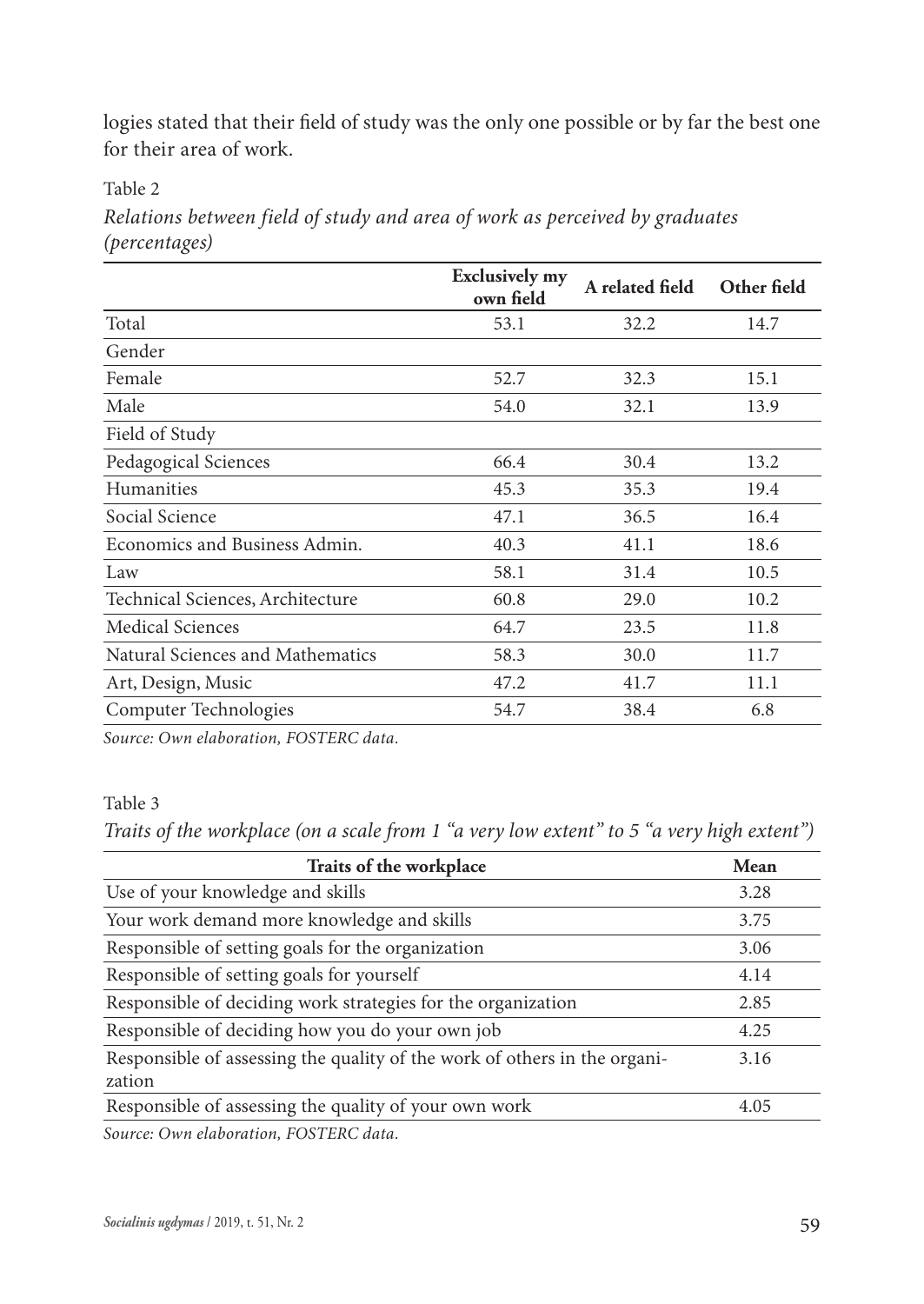logies stated that their field of study was the only one possible or by far the best one for their area of work.

Table 2

*Relations between field of study and area of work as perceived by graduates (percentages)*

| | Exclusively my own field | A related field | Other field |
|---|---|---|---|
| Total | 53.1 | 32.2 | 14.7 |
| Gender | | | |
| Female | 52.7 | 32.3 | 15.1 |
| Male | 54.0 | 32.1 | 13.9 |
| Field of Study | | | |
| Pedagogical Sciences | 66.4 | 30.4 | 13.2 |
| Humanities | 45.3 | 35.3 | 19.4 |
| Social Science | 47.1 | 36.5 | 16.4 |
| Economics and Business Admin. | 40.3 | 41.1 | 18.6 |
| Law | 58.1 | 31.4 | 10.5 |
| Technical Sciences, Architecture | 60.8 | 29.0 | 10.2 |
| Medical Sciences | 64.7 | 23.5 | 11.8 |
| Natural Sciences and Mathematics | 58.3 | 30.0 | 11.7 |
| Art, Design, Music | 47.2 | 41.7 | 11.1 |
| Computer Technologies | 54.7 | 38.4 | 6.8 |

*Source: Own elaboration, FOSTERC data.*

Table 3

*Traits of the workplace (on a scale from 1 "a very low extent" to 5 "a very high extent")*

| Traits of the workplace | Mean |
|---|---|
| Use of your knowledge and skills | 3.28 |
| Your work demand more knowledge and skills | 3.75 |
| Responsible of setting goals for the organization | 3.06 |
| Responsible of setting goals for yourself | 4.14 |
| Responsible of deciding work strategies for the organization | 2.85 |
| Responsible of deciding how you do your own job | 4.25 |
| Responsible of assessing the quality of the work of others in the organization | 3.16 |
| Responsible of assessing the quality of your own work | 4.05 |

*Source: Own elaboration, FOSTERC data.*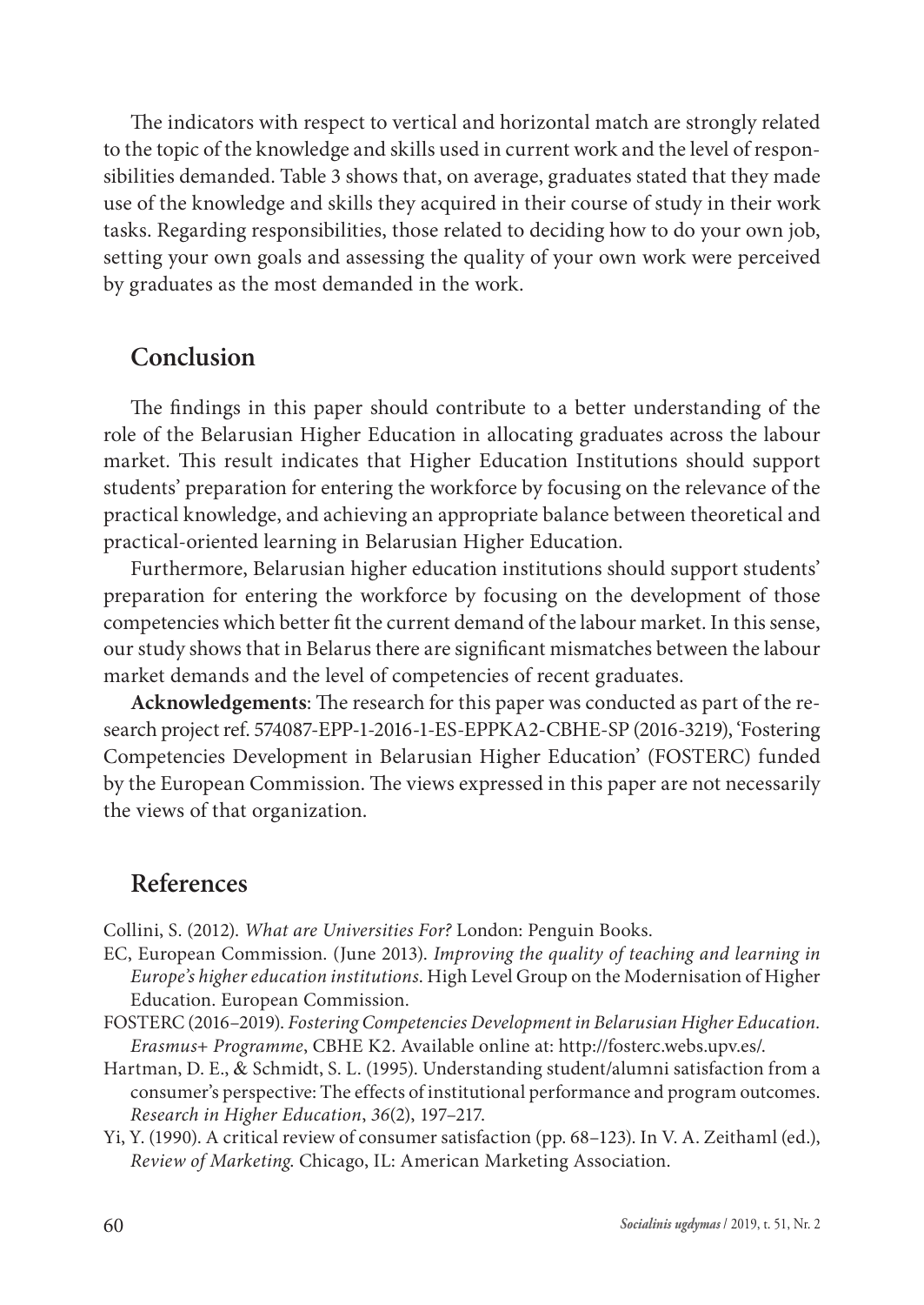The indicators with respect to vertical and horizontal match are strongly related to the topic of the knowledge and skills used in current work and the level of responsibilities demanded. Table 3 shows that, on average, graduates stated that they made use of the knowledge and skills they acquired in their course of study in their work tasks. Regarding responsibilities, those related to deciding how to do your own job, setting your own goals and assessing the quality of your own work were perceived by graduates as the most demanded in the work.

## Conclusion

The findings in this paper should contribute to a better understanding of the role of the Belarusian Higher Education in allocating graduates across the labour market. This result indicates that Higher Education Institutions should support students' preparation for entering the workforce by focusing on the relevance of the practical knowledge, and achieving an appropriate balance between theoretical and practical-oriented learning in Belarusian Higher Education.

Furthermore, Belarusian higher education institutions should support students' preparation for entering the workforce by focusing on the development of those competencies which better fit the current demand of the labour market. In this sense, our study shows that in Belarus there are significant mismatches between the labour market demands and the level of competencies of recent graduates.

**Acknowledgements**: The research for this paper was conducted as part of the research project ref. 574087-EPP-1-2016-1-ES-EPPKA2-CBHE-SP (2016-3219), 'Fostering Competencies Development in Belarusian Higher Education' (FOSTERC) funded by the European Commission. The views expressed in this paper are not necessarily the views of that organization.

## References

Collini, S. (2012). *What are Universities For?* London: Penguin Books.

EC, European Commission. (June 2013). *Improving the quality of teaching and learning in Europe's higher education institutions*. High Level Group on the Modernisation of Higher Education. European Commission.

FOSTERC (2016–2019). *Fostering Competencies Development in Belarusian Higher Education. Erasmus+ Programme*, CBHE K2. Available online at: http://fosterc.webs.upv.es/.

Hartman, D. E., & Schmidt, S. L. (1995). Understanding student/alumni satisfaction from a consumer's perspective: The effects of institutional performance and program outcomes. *Research in Higher Education*, *36*(2), 197–217.

Yi, Y. (1990). A critical review of consumer satisfaction (pp. 68–123). In V. A. Zeithaml (ed.), *Review of Marketing*. Chicago, IL: American Marketing Association.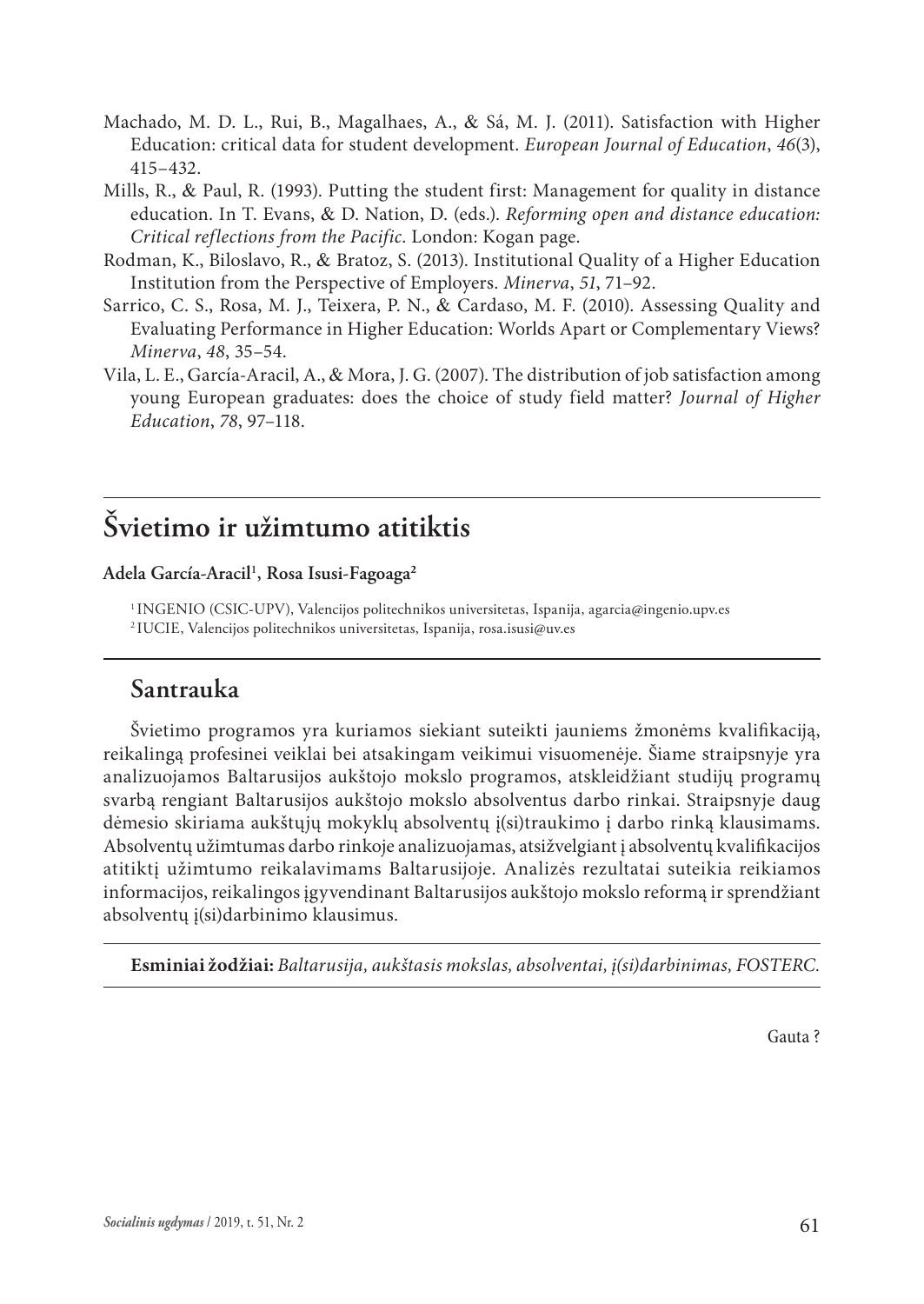Machado, M. D. L., Rui, B., Magalhaes, A., & Sá, M. J. (2011). Satisfaction with Higher Education: critical data for student development. *European Journal of Education*, *46*(3), 415–432.

Mills, R., & Paul, R. (1993). Putting the student first: Management for quality in distance education. In T. Evans, & D. Nation, D. (eds.). *Reforming open and distance education: Critical reflections from the Pacific*. London: Kogan page.

Rodman, K., Biloslavo, R., & Bratoz, S. (2013). Institutional Quality of a Higher Education Institution from the Perspective of Employers. *Minerva*, *51*, 71–92.

Sarrico, C. S., Rosa, M. J., Teixera, P. N., & Cardaso, M. F. (2010). Assessing Quality and Evaluating Performance in Higher Education: Worlds Apart or Complementary Views? *Minerva*, *48*, 35–54.

Vila, L. E., García-Aracil, A., & Mora, J. G. (2007). The distribution of job satisfaction among young European graduates: does the choice of study field matter? *Journal of Higher Education*, *78*, 97–118.

# Švietimo ir užimtumo atitiktis

**Adela García-Aracil[1], Rosa Isusi-Fagoaga[2]**

[1] INGENIO (CSIC-UPV), Valencijos politechnikos universitetas, Ispanija, agarcia@ingenio.upv.es
[2] IUCIE, Valencijos politechnikos universitetas, Ispanija, rosa.isusi@uv.es

## Santrauka

Švietimo programos yra kuriamos siekiant suteikti jauniems žmonėms kvalifikaciją, reikalingą profesinei veiklai bei atsakingam veikimui visuomenėje. Šiame straipsnyje yra analizuojamos Baltarusijos aukštojo mokslo programos, atskleidžiant studijų programų svarbą rengiant Baltarusijos aukštojo mokslo absolventus darbo rinkai. Straipsnyje daug dėmesio skiriama aukštųjų mokyklų absolventų į(si)traukimo į darbo rinką klausimams. Absolventų užimtumas darbo rinkoje analizuojamas, atsižvelgiant į absolventų kvalifikacijos atitiktį užimtumo reikalavimams Baltarusijoje. Analizės rezultatai suteikia reikiamos informacijos, reikalingos įgyvendinant Baltarusijos aukštojo mokslo reformą ir sprendžiant absolventų į(si)darbinimo klausimus.

**Esminiai žodžiai:** *Baltarusija, aukštasis mokslas, absolventai, į(si)darbinimas, FOSTERC.*

Gauta ?